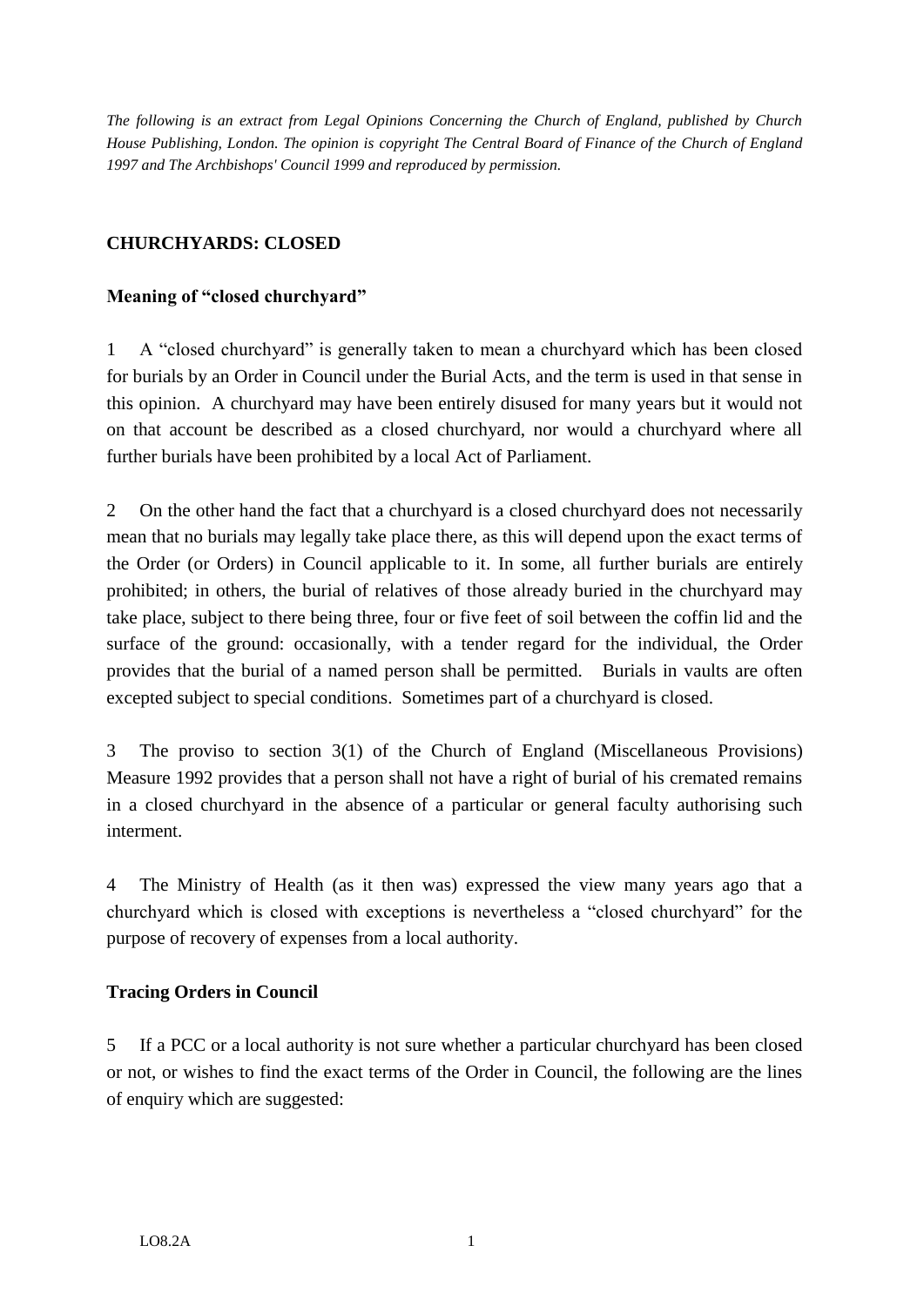*The following is an extract from Legal Opinions Concerning the Church of England, published by Church House Publishing, London. The opinion is copyright The Central Board of Finance of the Church of England 1997 and The Archbishops' Council 1999 and reproduced by permission.*

## CHURCHYARDS: CLOSED

### Meaning of "closed churchyard"

1 A "closed churchyard" is generally taken to mean a churchyard which has been closed for burials by an Order in Council under the Burial Acts, and the term is used in that sense in this opinion. A churchyard may have been entirely disused for many years but it would not on that account be described as a closed churchyard, nor would a churchyard where all further burials have been prohibited by a local Act of Parliament.

2 On the other hand the fact that a churchyard is a closed churchyard does not necessarily mean that no burials may legally take place there, as this will depend upon the exact terms of the Order (or Orders) in Council applicable to it. In some, all further burials are entirely prohibited; in others, the burial of relatives of those already buried in the churchyard may take place, subject to there being three, four or five feet of soil between the coffin lid and the surface of the ground: occasionally, with a tender regard for the individual, the Order provides that the burial of a named person shall be permitted. Burials in vaults are often excepted subject to special conditions. Sometimes part of a churchyard is closed.

3 The proviso to section 3(1) of the Church of England (Miscellaneous Provisions) Measure 1992 provides that a person shall not have a right of burial of his cremated remains in a closed churchyard in the absence of a particular or general faculty authorising such interment.

4 The Ministry of Health (as it then was) expressed the view many years ago that a churchyard which is closed with exceptions is nevertheless a "closed churchyard" for the purpose of recovery of expenses from a local authority.

### Tracing Orders in Council

5 If a PCC or a local authority is not sure whether a particular churchyard has been closed or not, or wishes to find the exact terms of the Order in Council, the following are the lines of enquiry which are suggested: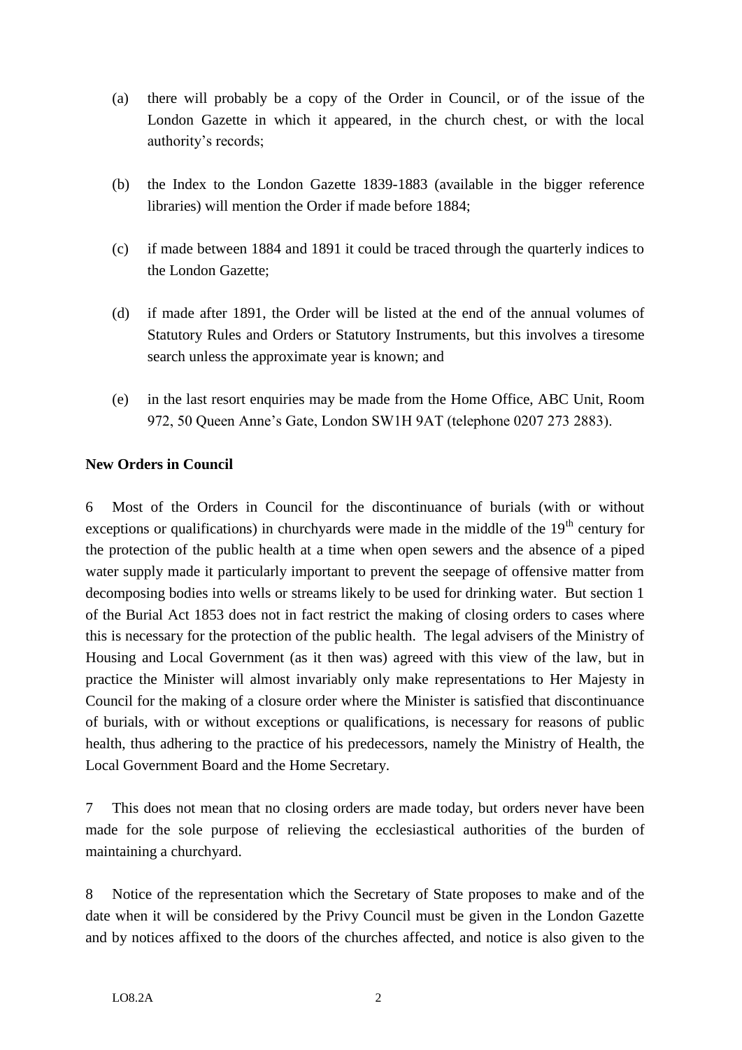(a) there will probably be a copy of the Order in Council, or of the issue of the London Gazette in which it appeared, in the church chest, or with the local authority's records;

(b) the Index to the London Gazette 1839-1883 (available in the bigger reference libraries) will mention the Order if made before 1884;

(c) if made between 1884 and 1891 it could be traced through the quarterly indices to the London Gazette;

(d) if made after 1891, the Order will be listed at the end of the annual volumes of Statutory Rules and Orders or Statutory Instruments, but this involves a tiresome search unless the approximate year is known; and

(e) in the last resort enquiries may be made from the Home Office, ABC Unit, Room 972, 50 Queen Anne's Gate, London SW1H 9AT (telephone 0207 273 2883).

**New Orders in Council**

6 Most of the Orders in Council for the discontinuance of burials (with or without exceptions or qualifications) in churchyards were made in the middle of the 19th century for the protection of the public health at a time when open sewers and the absence of a piped water supply made it particularly important to prevent the seepage of offensive matter from decomposing bodies into wells or streams likely to be used for drinking water. But section 1 of the Burial Act 1853 does not in fact restrict the making of closing orders to cases where this is necessary for the protection of the public health. The legal advisers of the Ministry of Housing and Local Government (as it then was) agreed with this view of the law, but in practice the Minister will almost invariably only make representations to Her Majesty in Council for the making of a closure order where the Minister is satisfied that discontinuance of burials, with or without exceptions or qualifications, is necessary for reasons of public health, thus adhering to the practice of his predecessors, namely the Ministry of Health, the Local Government Board and the Home Secretary.

7 This does not mean that no closing orders are made today, but orders never have been made for the sole purpose of relieving the ecclesiastical authorities of the burden of maintaining a churchyard.

8 Notice of the representation which the Secretary of State proposes to make and of the date when it will be considered by the Privy Council must be given in the London Gazette and by notices affixed to the doors of the churches affected, and notice is also given to the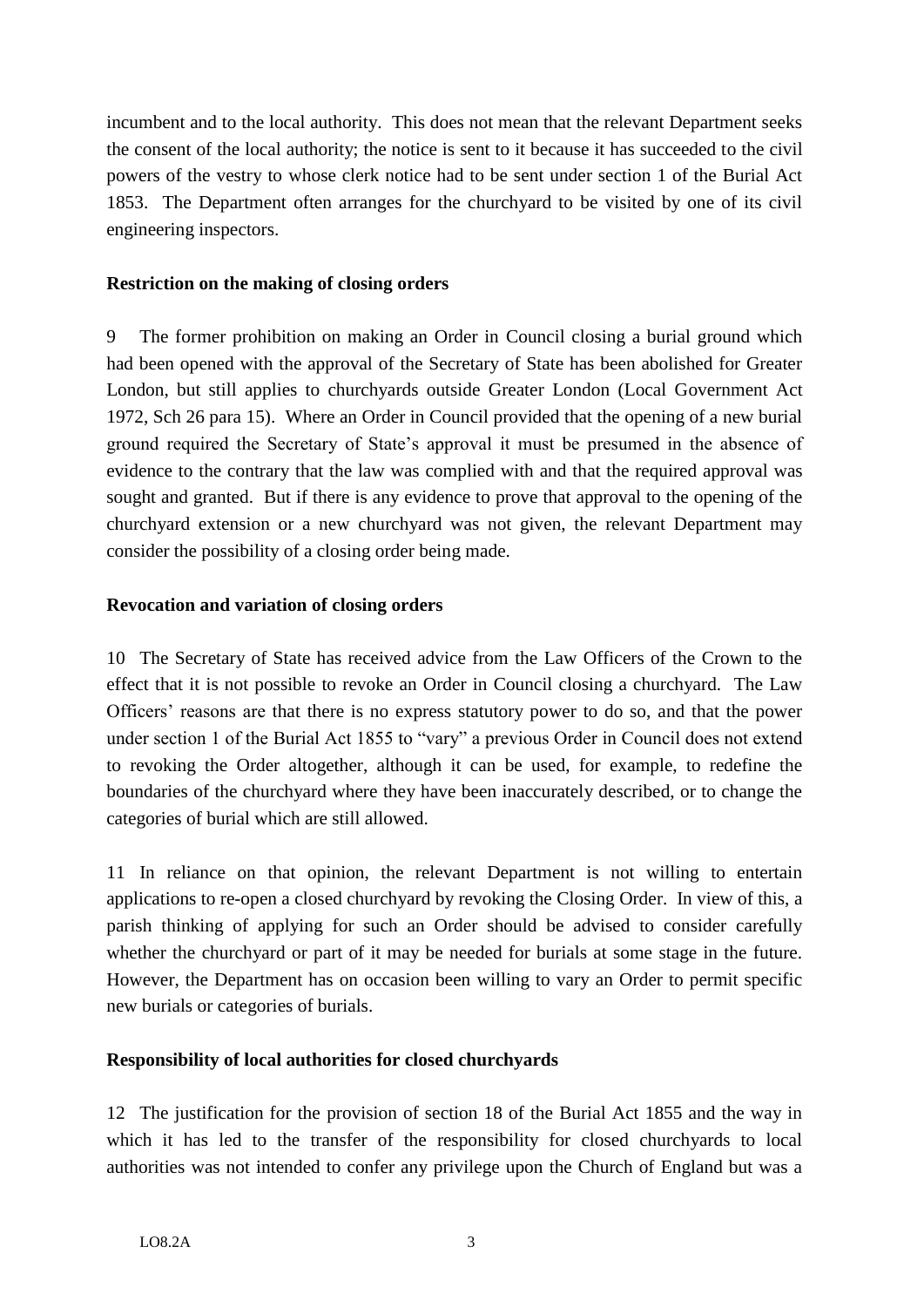incumbent and to the local authority. This does not mean that the relevant Department seeks the consent of the local authority; the notice is sent to it because it has succeeded to the civil powers of the vestry to whose clerk notice had to be sent under section 1 of the Burial Act 1853. The Department often arranges for the churchyard to be visited by one of its civil engineering inspectors.

**Restriction on the making of closing orders**

9 The former prohibition on making an Order in Council closing a burial ground which had been opened with the approval of the Secretary of State has been abolished for Greater London, but still applies to churchyards outside Greater London (Local Government Act 1972, Sch 26 para 15). Where an Order in Council provided that the opening of a new burial ground required the Secretary of State's approval it must be presumed in the absence of evidence to the contrary that the law was complied with and that the required approval was sought and granted. But if there is any evidence to prove that approval to the opening of the churchyard extension or a new churchyard was not given, the relevant Department may consider the possibility of a closing order being made.

**Revocation and variation of closing orders**

10 The Secretary of State has received advice from the Law Officers of the Crown to the effect that it is not possible to revoke an Order in Council closing a churchyard. The Law Officers' reasons are that there is no express statutory power to do so, and that the power under section 1 of the Burial Act 1855 to "vary" a previous Order in Council does not extend to revoking the Order altogether, although it can be used, for example, to redefine the boundaries of the churchyard where they have been inaccurately described, or to change the categories of burial which are still allowed.

11 In reliance on that opinion, the relevant Department is not willing to entertain applications to re-open a closed churchyard by revoking the Closing Order. In view of this, a parish thinking of applying for such an Order should be advised to consider carefully whether the churchyard or part of it may be needed for burials at some stage in the future. However, the Department has on occasion been willing to vary an Order to permit specific new burials or categories of burials.

**Responsibility of local authorities for closed churchyards**

12 The justification for the provision of section 18 of the Burial Act 1855 and the way in which it has led to the transfer of the responsibility for closed churchyards to local authorities was not intended to confer any privilege upon the Church of England but was a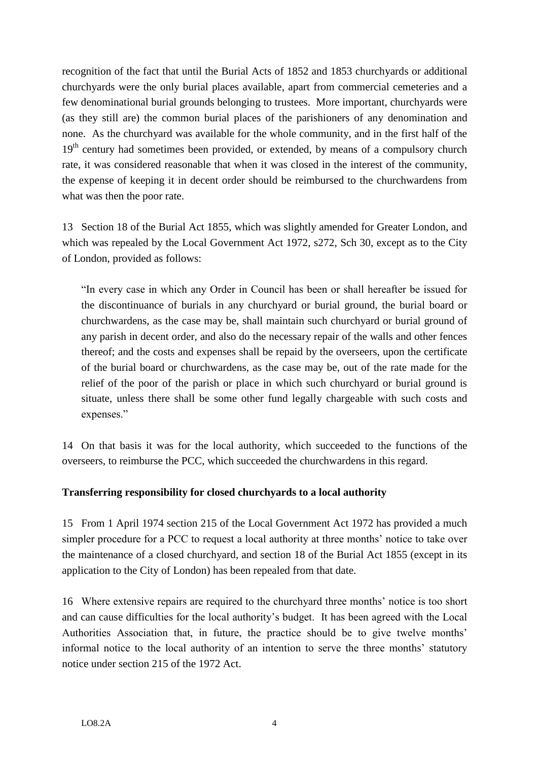recognition of the fact that until the Burial Acts of 1852 and 1853 churchyards or additional churchyards were the only burial places available, apart from commercial cemeteries and a few denominational burial grounds belonging to trustees. More important, churchyards were (as they still are) the common burial places of the parishioners of any denomination and none. As the churchyard was available for the whole community, and in the first half of the 19th century had sometimes been provided, or extended, by means of a compulsory church rate, it was considered reasonable that when it was closed in the interest of the community, the expense of keeping it in decent order should be reimbursed to the churchwardens from what was then the poor rate.

13 Section 18 of the Burial Act 1855, which was slightly amended for Greater London, and which was repealed by the Local Government Act 1972, s272, Sch 30, except as to the City of London, provided as follows:

> "In every case in which any Order in Council has been or shall hereafter be issued for the discontinuance of burials in any churchyard or burial ground, the burial board or churchwardens, as the case may be, shall maintain such churchyard or burial ground of any parish in decent order, and also do the necessary repair of the walls and other fences thereof; and the costs and expenses shall be repaid by the overseers, upon the certificate of the burial board or churchwardens, as the case may be, out of the rate made for the relief of the poor of the parish or place in which such churchyard or burial ground is situate, unless there shall be some other fund legally chargeable with such costs and expenses."

14 On that basis it was for the local authority, which succeeded to the functions of the overseers, to reimburse the PCC, which succeeded the churchwardens in this regard.

**Transferring responsibility for closed churchyards to a local authority**

15 From 1 April 1974 section 215 of the Local Government Act 1972 has provided a much simpler procedure for a PCC to request a local authority at three months' notice to take over the maintenance of a closed churchyard, and section 18 of the Burial Act 1855 (except in its application to the City of London) has been repealed from that date.

16 Where extensive repairs are required to the churchyard three months' notice is too short and can cause difficulties for the local authority's budget. It has been agreed with the Local Authorities Association that, in future, the practice should be to give twelve months' informal notice to the local authority of an intention to serve the three months' statutory notice under section 215 of the 1972 Act.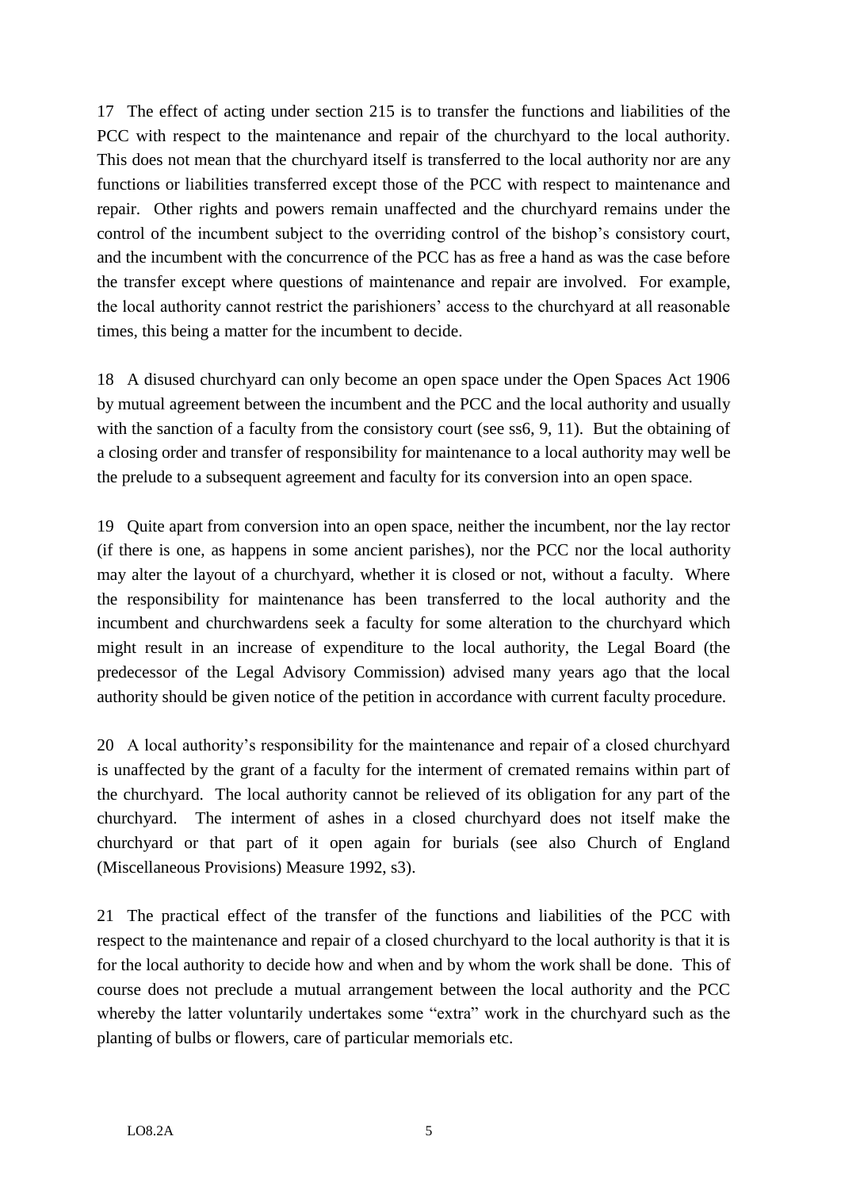17 The effect of acting under section 215 is to transfer the functions and liabilities of the PCC with respect to the maintenance and repair of the churchyard to the local authority. This does not mean that the churchyard itself is transferred to the local authority nor are any functions or liabilities transferred except those of the PCC with respect to maintenance and repair. Other rights and powers remain unaffected and the churchyard remains under the control of the incumbent subject to the overriding control of the bishop's consistory court, and the incumbent with the concurrence of the PCC has as free a hand as was the case before the transfer except where questions of maintenance and repair are involved. For example, the local authority cannot restrict the parishioners' access to the churchyard at all reasonable times, this being a matter for the incumbent to decide.

18 A disused churchyard can only become an open space under the Open Spaces Act 1906 by mutual agreement between the incumbent and the PCC and the local authority and usually with the sanction of a faculty from the consistory court (see ss6, 9, 11). But the obtaining of a closing order and transfer of responsibility for maintenance to a local authority may well be the prelude to a subsequent agreement and faculty for its conversion into an open space.

19 Quite apart from conversion into an open space, neither the incumbent, nor the lay rector (if there is one, as happens in some ancient parishes), nor the PCC nor the local authority may alter the layout of a churchyard, whether it is closed or not, without a faculty. Where the responsibility for maintenance has been transferred to the local authority and the incumbent and churchwardens seek a faculty for some alteration to the churchyard which might result in an increase of expenditure to the local authority, the Legal Board (the predecessor of the Legal Advisory Commission) advised many years ago that the local authority should be given notice of the petition in accordance with current faculty procedure.

20 A local authority's responsibility for the maintenance and repair of a closed churchyard is unaffected by the grant of a faculty for the interment of cremated remains within part of the churchyard. The local authority cannot be relieved of its obligation for any part of the churchyard. The interment of ashes in a closed churchyard does not itself make the churchyard or that part of it open again for burials (see also Church of England (Miscellaneous Provisions) Measure 1992, s3).

21 The practical effect of the transfer of the functions and liabilities of the PCC with respect to the maintenance and repair of a closed churchyard to the local authority is that it is for the local authority to decide how and when and by whom the work shall be done. This of course does not preclude a mutual arrangement between the local authority and the PCC whereby the latter voluntarily undertakes some "extra" work in the churchyard such as the planting of bulbs or flowers, care of particular memorials etc.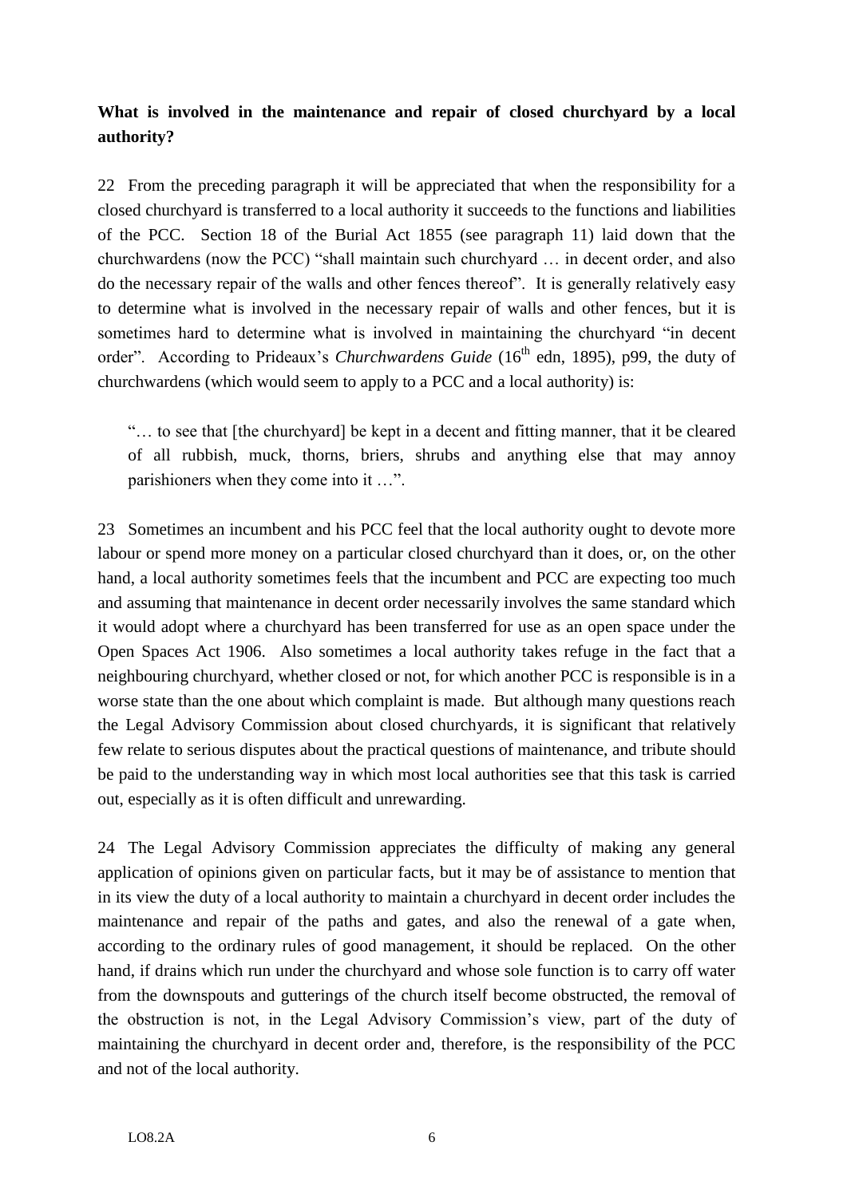**What is involved in the maintenance and repair of closed churchyard by a local authority?**

22 From the preceding paragraph it will be appreciated that when the responsibility for a closed churchyard is transferred to a local authority it succeeds to the functions and liabilities of the PCC. Section 18 of the Burial Act 1855 (see paragraph 11) laid down that the churchwardens (now the PCC) "shall maintain such churchyard … in decent order, and also do the necessary repair of the walls and other fences thereof". It is generally relatively easy to determine what is involved in the necessary repair of walls and other fences, but it is sometimes hard to determine what is involved in maintaining the churchyard "in decent order". According to Prideaux's *Churchwardens Guide* (16th edn, 1895), p99, the duty of churchwardens (which would seem to apply to a PCC and a local authority) is:

> "… to see that [the churchyard] be kept in a decent and fitting manner, that it be cleared of all rubbish, muck, thorns, briers, shrubs and anything else that may annoy parishioners when they come into it …".

23 Sometimes an incumbent and his PCC feel that the local authority ought to devote more labour or spend more money on a particular closed churchyard than it does, or, on the other hand, a local authority sometimes feels that the incumbent and PCC are expecting too much and assuming that maintenance in decent order necessarily involves the same standard which it would adopt where a churchyard has been transferred for use as an open space under the Open Spaces Act 1906. Also sometimes a local authority takes refuge in the fact that a neighbouring churchyard, whether closed or not, for which another PCC is responsible is in a worse state than the one about which complaint is made. But although many questions reach the Legal Advisory Commission about closed churchyards, it is significant that relatively few relate to serious disputes about the practical questions of maintenance, and tribute should be paid to the understanding way in which most local authorities see that this task is carried out, especially as it is often difficult and unrewarding.

24 The Legal Advisory Commission appreciates the difficulty of making any general application of opinions given on particular facts, but it may be of assistance to mention that in its view the duty of a local authority to maintain a churchyard in decent order includes the maintenance and repair of the paths and gates, and also the renewal of a gate when, according to the ordinary rules of good management, it should be replaced. On the other hand, if drains which run under the churchyard and whose sole function is to carry off water from the downspouts and gutterings of the church itself become obstructed, the removal of the obstruction is not, in the Legal Advisory Commission's view, part of the duty of maintaining the churchyard in decent order and, therefore, is the responsibility of the PCC and not of the local authority.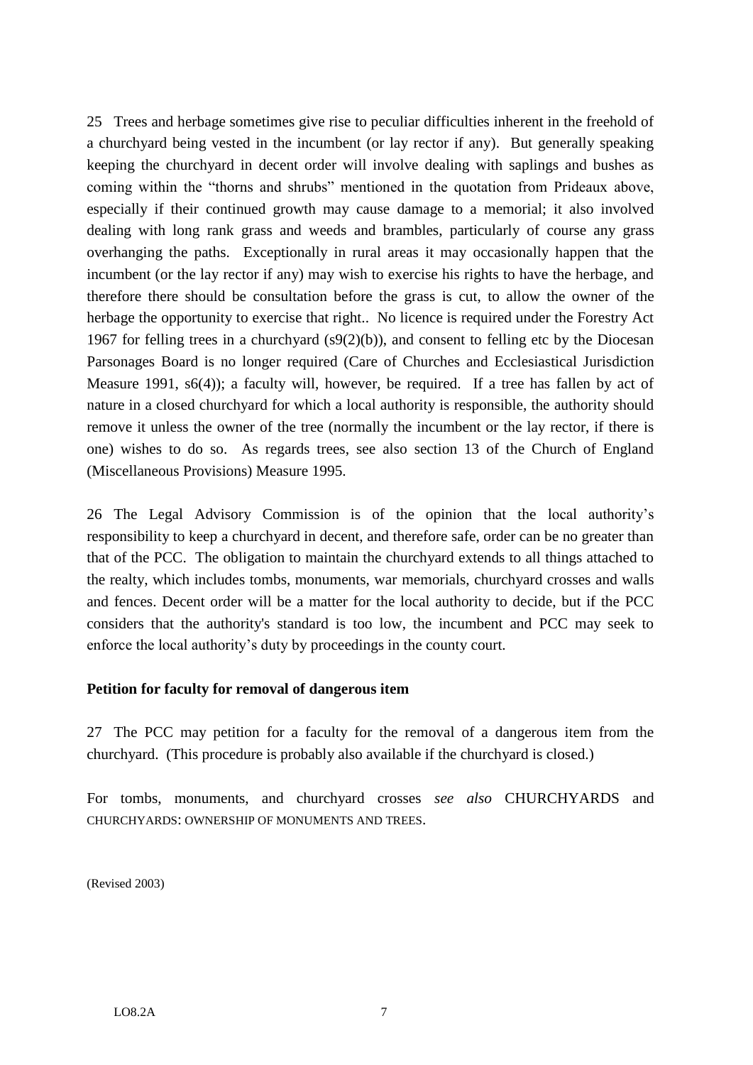25 Trees and herbage sometimes give rise to peculiar difficulties inherent in the freehold of a churchyard being vested in the incumbent (or lay rector if any). But generally speaking keeping the churchyard in decent order will involve dealing with saplings and bushes as coming within the "thorns and shrubs" mentioned in the quotation from Prideaux above, especially if their continued growth may cause damage to a memorial; it also involved dealing with long rank grass and weeds and brambles, particularly of course any grass overhanging the paths. Exceptionally in rural areas it may occasionally happen that the incumbent (or the lay rector if any) may wish to exercise his rights to have the herbage, and therefore there should be consultation before the grass is cut, to allow the owner of the herbage the opportunity to exercise that right.. No licence is required under the Forestry Act 1967 for felling trees in a churchyard (s9(2)(b)), and consent to felling etc by the Diocesan Parsonages Board is no longer required (Care of Churches and Ecclesiastical Jurisdiction Measure 1991, s6(4)); a faculty will, however, be required. If a tree has fallen by act of nature in a closed churchyard for which a local authority is responsible, the authority should remove it unless the owner of the tree (normally the incumbent or the lay rector, if there is one) wishes to do so. As regards trees, see also section 13 of the Church of England (Miscellaneous Provisions) Measure 1995.

26 The Legal Advisory Commission is of the opinion that the local authority's responsibility to keep a churchyard in decent, and therefore safe, order can be no greater than that of the PCC. The obligation to maintain the churchyard extends to all things attached to the realty, which includes tombs, monuments, war memorials, churchyard crosses and walls and fences. Decent order will be a matter for the local authority to decide, but if the PCC considers that the authority's standard is too low, the incumbent and PCC may seek to enforce the local authority's duty by proceedings in the county court.

**Petition for faculty for removal of dangerous item**

27 The PCC may petition for a faculty for the removal of a dangerous item from the churchyard. (This procedure is probably also available if the churchyard is closed.)

For tombs, monuments, and churchyard crosses *see also* CHURCHYARDS and CHURCHYARDS: OWNERSHIP OF MONUMENTS AND TREES.

(Revised 2003)

LO8.2A